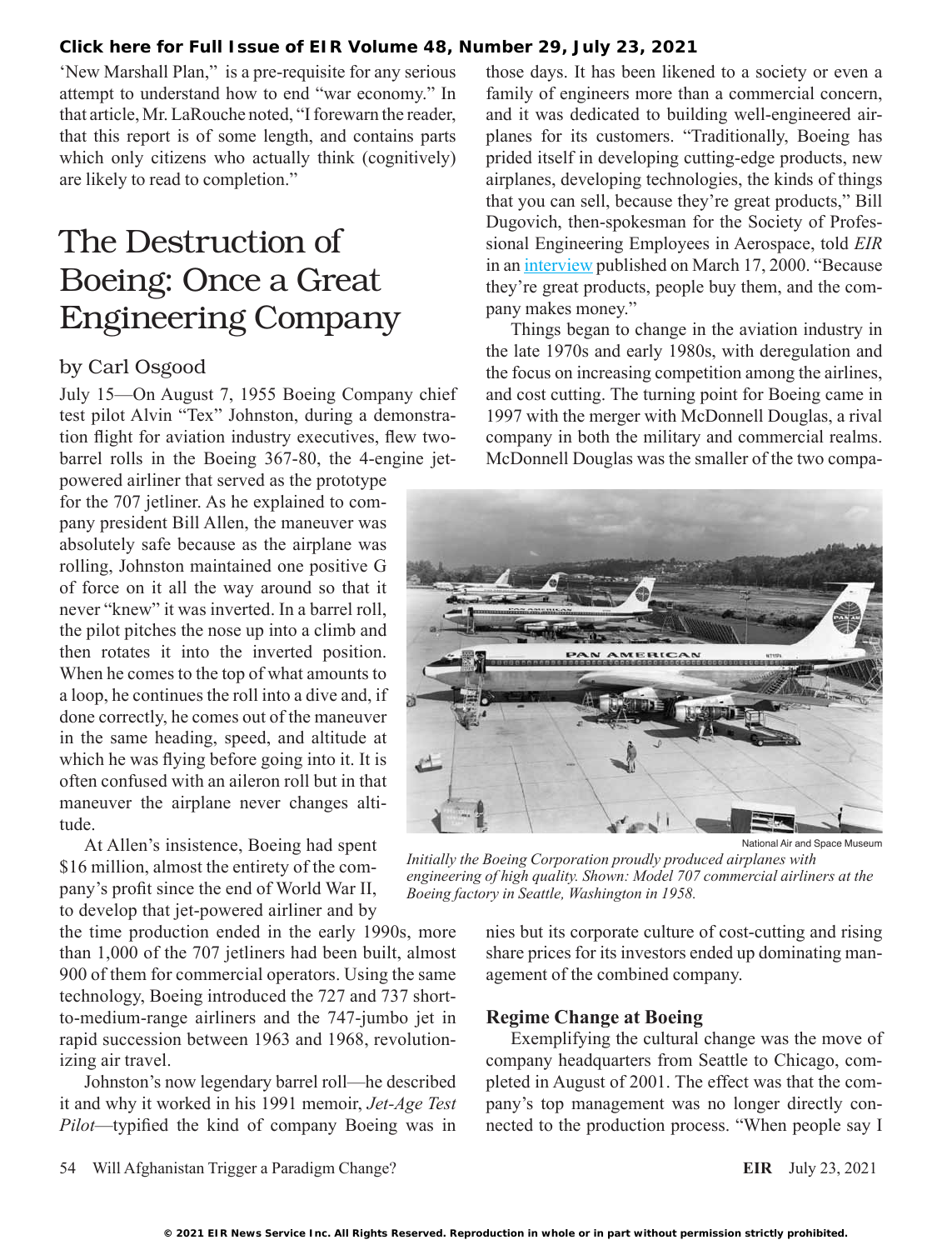'New Marshall Plan," is a pre-requisite for any serious attempt to understand how to end "war economy." In that article, Mr. LaRouche noted, "I forewarn the reader, that this report is of some length, and contains parts which only citizens who actually think (cognitively) are likely to read to completion."

# The Destruction of Boeing: Once a Great Engineering Company

by Carl Osgood

July 15—On August 7, 1955 Boeing Company chief test pilot Alvin "Tex" Johnston, during a demonstration flight for aviation industry executives, flew two-barrel rolls in the Boeing 367-80, the 4-engine jet-powered airliner that served as the prototype for the 707 jetliner. As he explained to company president Bill Allen, the maneuver was absolutely safe because as the airplane was rolling, Johnston maintained one positive G of force on it all the way around so that it never "knew" it was inverted. In a barrel roll, the pilot pitches the nose up into a climb and then rotates it into the inverted position. When he comes to the top of what amounts to a loop, he continues the roll into a dive and, if done correctly, he comes out of the maneuver in the same heading, speed, and altitude at which he was flying before going into it. It is often confused with an aileron roll but in that maneuver the airplane never changes altitude.

At Allen's insistence, Boeing had spent $16 million, almost the entirety of the company's profit since the end of World War II, to develop that jet-powered airliner and by the time production ended in the early 1990s, more than 1,000 of the 707 jetliners had been built, almost 900 of them for commercial operators. Using the same technology, Boeing introduced the 727 and 737 short-to-medium-range airliners and the 747-jumbo jet in rapid succession between 1963 and 1968, revolutionizing air travel.

Johnston's now legendary barrel roll—he described it and why it worked in his 1991 memoir, *Jet-Age Test Pilot*—typified the kind of company Boeing was in those days. It has been likened to a society or even a family of engineers more than a commercial concern, and it was dedicated to building well-engineered airplanes for its customers. "Traditionally, Boeing has prided itself in developing cutting-edge products, new airplanes, developing technologies, the kinds of things that you can sell, because they're great products," Bill Dugovich, then-spokesman for the Society of Professional Engineering Employees in Aerospace, told *EIR* in an interview published on March 17, 2000. "Because they're great products, people buy them, and the company makes money."

Things began to change in the aviation industry in the late 1970s and early 1980s, with deregulation and the focus on increasing competition among the airlines, and cost cutting. The turning point for Boeing came in 1997 with the merger with McDonnell Douglas, a rival company in both the military and commercial realms. McDonnell Douglas was the smaller of the two companies but its corporate culture of cost-cutting and rising share prices for its investors ended up dominating management of the combined company.

National Air and Space Museum

*Initially the Boeing Corporation proudly produced airplanes with engineering of high quality. Shown: Model 707 commercial airliners at the Boeing factory in Seattle, Washington in 1958.*

### Regime Change at Boeing

Exemplifying the cultural change was the move of company headquarters from Seattle to Chicago, completed in August of 2001. The effect was that the company's top management was no longer directly connected to the production process. "When people say I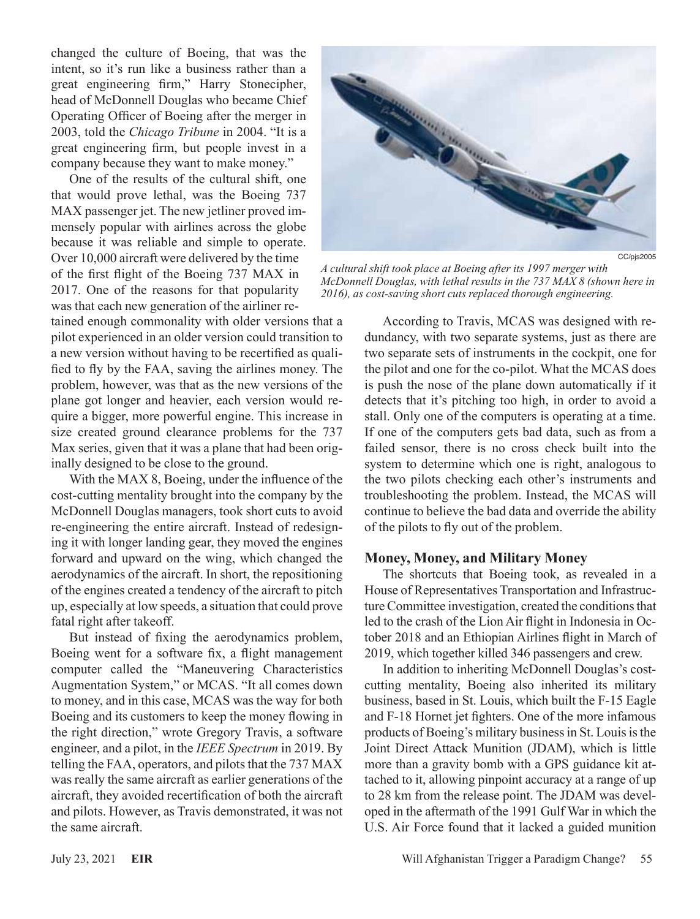changed the culture of Boeing, that was the intent, so it's run like a business rather than a great engineering firm," Harry Stonecipher, head of McDonnell Douglas who became Chief Operating Officer of Boeing after the merger in 2003, told the *Chicago Tribune* in 2004. "It is a great engineering firm, but people invest in a company because they want to make money."

One of the results of the cultural shift, one that would prove lethal, was the Boeing 737 MAX passenger jet. The new jetliner proved immensely popular with airlines across the globe because it was reliable and simple to operate. Over 10,000 aircraft were delivered by the time of the first flight of the Boeing 737 MAX in 2017. One of the reasons for that popularity was that each new generation of the airliner retained enough commonality with older versions that a pilot experienced in an older version could transition to a new version without having to be recertified as qualified to fly by the FAA, saving the airlines money. The problem, however, was that as the new versions of the plane got longer and heavier, each version would require a bigger, more powerful engine. This increase in size created ground clearance problems for the 737 Max series, given that it was a plane that had been originally designed to be close to the ground.

With the MAX 8, Boeing, under the influence of the cost-cutting mentality brought into the company by the McDonnell Douglas managers, took short cuts to avoid re-engineering the entire aircraft. Instead of redesigning it with longer landing gear, they moved the engines forward and upward on the wing, which changed the aerodynamics of the aircraft. In short, the repositioning of the engines created a tendency of the aircraft to pitch up, especially at low speeds, a situation that could prove fatal right after takeoff.

But instead of fixing the aerodynamics problem, Boeing went for a software fix, a flight management computer called the "Maneuvering Characteristics Augmentation System," or MCAS. "It all comes down to money, and in this case, MCAS was the way for both Boeing and its customers to keep the money flowing in the right direction," wrote Gregory Travis, a software engineer, and a pilot, in the *IEEE Spectrum* in 2019. By telling the FAA, operators, and pilots that the 737 MAX was really the same aircraft as earlier generations of the aircraft, they avoided recertification of both the aircraft and pilots. However, as Travis demonstrated, it was not the same aircraft.

CC/pjs2005

*A cultural shift took place at Boeing after its 1997 merger with McDonnell Douglas, with lethal results in the 737 MAX 8 (shown here in 2016), as cost-saving short cuts replaced thorough engineering.*

According to Travis, MCAS was designed with redundancy, with two separate systems, just as there are two separate sets of instruments in the cockpit, one for the pilot and one for the co-pilot. What the MCAS does is push the nose of the plane down automatically if it detects that it's pitching too high, in order to avoid a stall. Only one of the computers is operating at a time. If one of the computers gets bad data, such as from a failed sensor, there is no cross check built into the system to determine which one is right, analogous to the two pilots checking each other's instruments and troubleshooting the problem. Instead, the MCAS will continue to believe the bad data and override the ability of the pilots to fly out of the problem.

## Money, Money, and Military Money

The shortcuts that Boeing took, as revealed in a House of Representatives Transportation and Infrastructure Committee investigation, created the conditions that led to the crash of the Lion Air flight in Indonesia in October 2018 and an Ethiopian Airlines flight in March of 2019, which together killed 346 passengers and crew.

In addition to inheriting McDonnell Douglas's cost-cutting mentality, Boeing also inherited its military business, based in St. Louis, which built the F-15 Eagle and F-18 Hornet jet fighters. One of the more infamous products of Boeing's military business in St. Louis is the Joint Direct Attack Munition (JDAM), which is little more than a gravity bomb with a GPS guidance kit attached to it, allowing pinpoint accuracy at a range of up to 28 km from the release point. The JDAM was developed in the aftermath of the 1991 Gulf War in which the U.S. Air Force found that it lacked a guided munition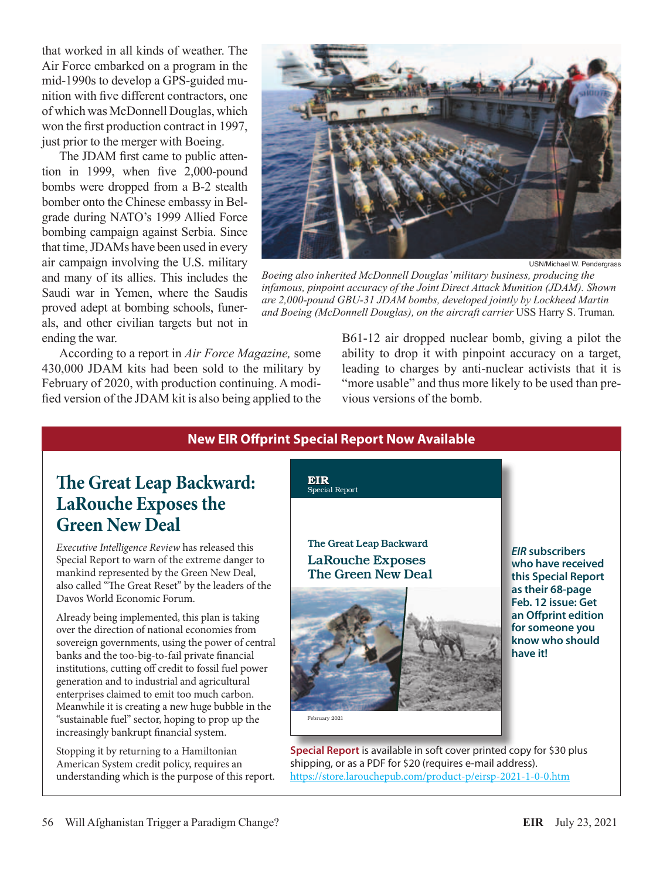that worked in all kinds of weather. The Air Force embarked on a program in the mid-1990s to develop a GPS-guided munition with five different contractors, one of which was McDonnell Douglas, which won the first production contract in 1997, just prior to the merger with Boeing.

The JDAM first came to public attention in 1999, when five 2,000-pound bombs were dropped from a B-2 stealth bomber onto the Chinese embassy in Belgrade during NATO's 1999 Allied Force bombing campaign against Serbia. Since that time, JDAMs have been used in every air campaign involving the U.S. military and many of its allies. This includes the Saudi war in Yemen, where the Saudis proved adept at bombing schools, funerals, and other civilian targets but not in ending the war.

USN/Michael W. Pendergrass

*Boeing also inherited McDonnell Douglas' military business, producing the infamous, pinpoint accuracy of the Joint Direct Attack Munition (JDAM). Shown are 2,000-pound GBU-31 JDAM bombs, developed jointly by Lockheed Martin and Boeing (McDonnell Douglas), on the aircraft carrier* USS Harry S. Truman*.*

According to a report in *Air Force Magazine,* some 430,000 JDAM kits had been sold to the military by February of 2020, with production continuing. A modified version of the JDAM kit is also being applied to the B61-12 air dropped nuclear bomb, giving a pilot the ability to drop it with pinpoint accuracy on a target, leading to charges by anti-nuclear activists that it is "more usable" and thus more likely to be used than previous versions of the bomb.

---

**New EIR Offprint Special Report Now Available**

## The Great Leap Backward: LaRouche Exposes the Green New Deal

*Executive Intelligence Review* has released this Special Report to warn of the extreme danger to mankind represented by the Green New Deal, also called "The Great Reset" by the leaders of the Davos World Economic Forum.

Already being implemented, this plan is taking over the direction of national economies from sovereign governments, using the power of central banks and the too-big-to-fail private financial institutions, cutting off credit to fossil fuel power generation and to industrial and agricultural enterprises claimed to emit too much carbon. Meanwhile it is creating a new huge bubble in the "sustainable fuel" sector, hoping to prop up the increasingly bankrupt financial system.

Stopping it by returning to a Hamiltonian American System credit policy, requires an understanding which is the purpose of this report.

EIR Special Report

The Great Leap Backward

LaRouche Exposes The Green New Deal

February 2021

***EIR* subscribers who have received this Special Report as their 68-page Feb. 12 issue: Get an Offprint edition for someone you know who should have it!**

**Special Report** is available in soft cover printed copy for $30 plus shipping, or as a PDF for $20 (requires e-mail address).
https://store.larouchepub.com/product-p/eirsp-2021-1-0-0.htm